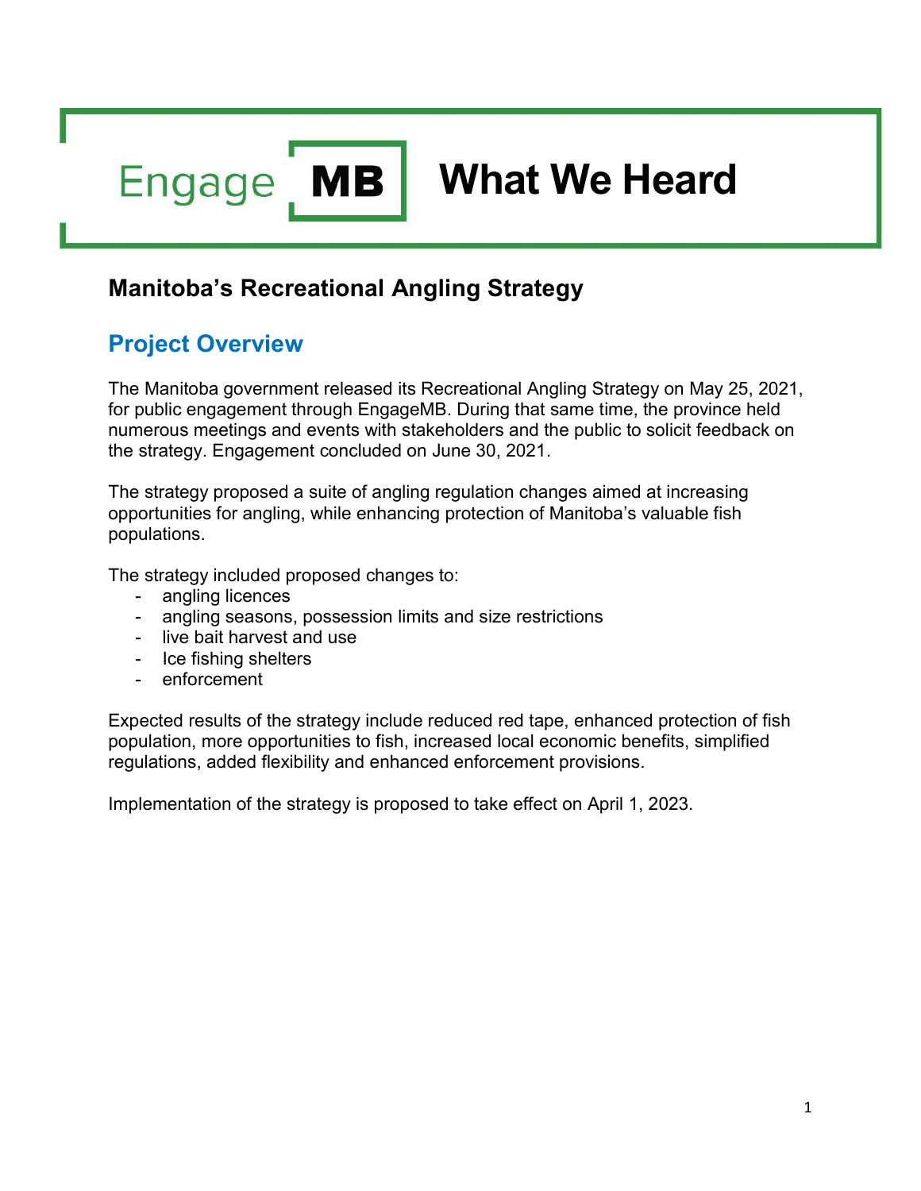# Engage MB What We Heard

## Manitoba's Recreational Angling Strategy

### Project Overview

The Manitoba government released its Recreational Angling Strategy on May 25, 2021, for public engagement through EngageMB. During that same time, the province held numerous meetings and events with stakeholders and the public to solicit feedback on the strategy. Engagement concluded on June 30, 2021.

The strategy proposed a suite of angling regulation changes aimed at increasing opportunities for angling, while enhancing protection of Manitoba's valuable fish populations.

The strategy included proposed changes to:

- angling licences
- angling seasons, possession limits and size restrictions
- live bait harvest and use
- Ice fishing shelters
- enforcement

Expected results of the strategy include reduced red tape, enhanced protection of fish population, more opportunities to fish, increased local economic benefits, simplified regulations, added flexibility and enhanced enforcement provisions.

Implementation of the strategy is proposed to take effect on April 1, 2023.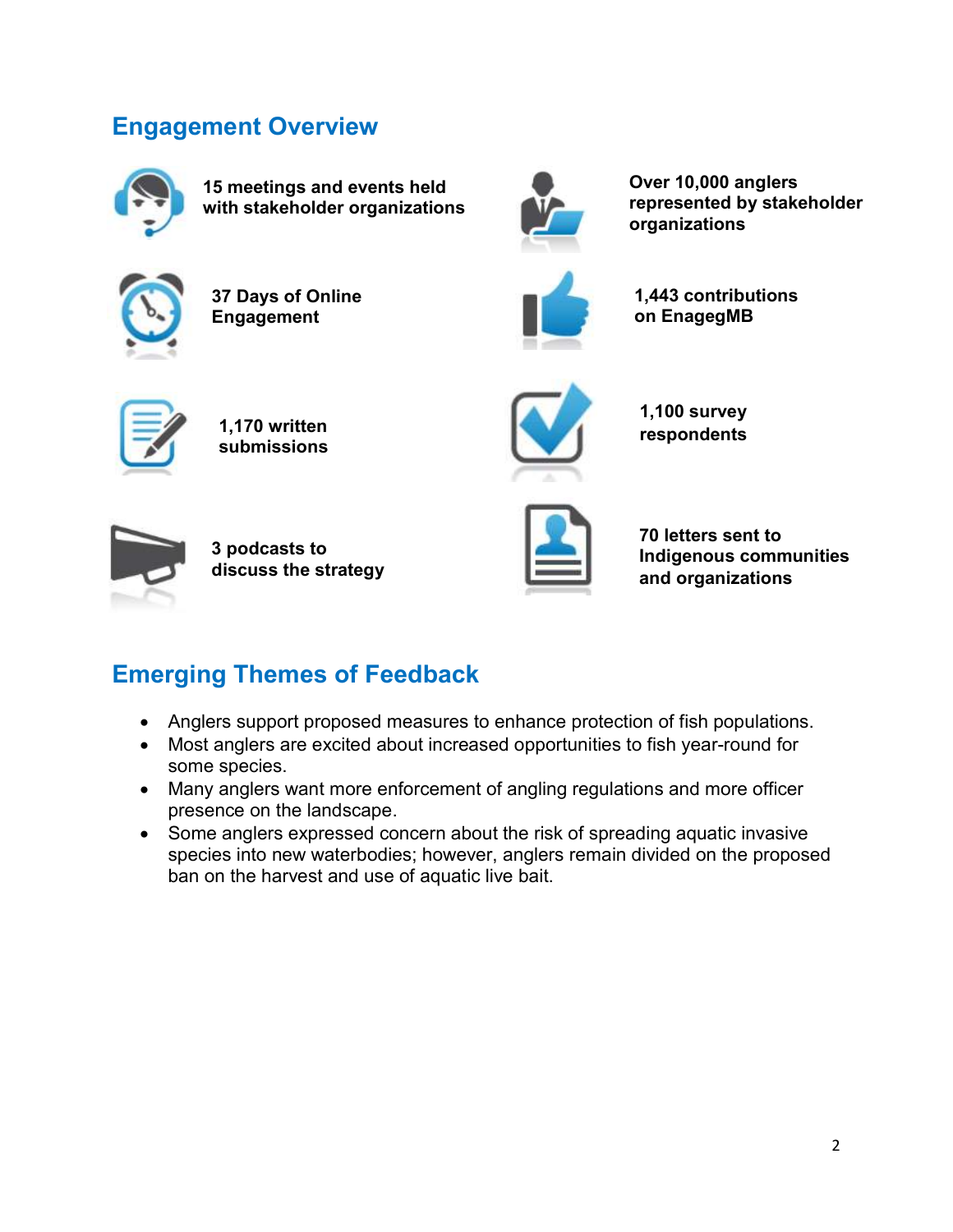## Engagement Overview

**15 meetings and events held with stakeholder organizations**

**Over 10,000 anglers represented by stakeholder organizations**

**37 Days of Online Engagement**

**1,443 contributions on EnagegMB**

**1,170 written submissions**

**1,100 survey respondents**

**3 podcasts to discuss the strategy**

**70 letters sent to Indigenous communities and organizations**

## Emerging Themes of Feedback

- Anglers support proposed measures to enhance protection of fish populations.
- Most anglers are excited about increased opportunities to fish year-round for some species.
- Many anglers want more enforcement of angling regulations and more officer presence on the landscape.
- Some anglers expressed concern about the risk of spreading aquatic invasive species into new waterbodies; however, anglers remain divided on the proposed ban on the harvest and use of aquatic live bait.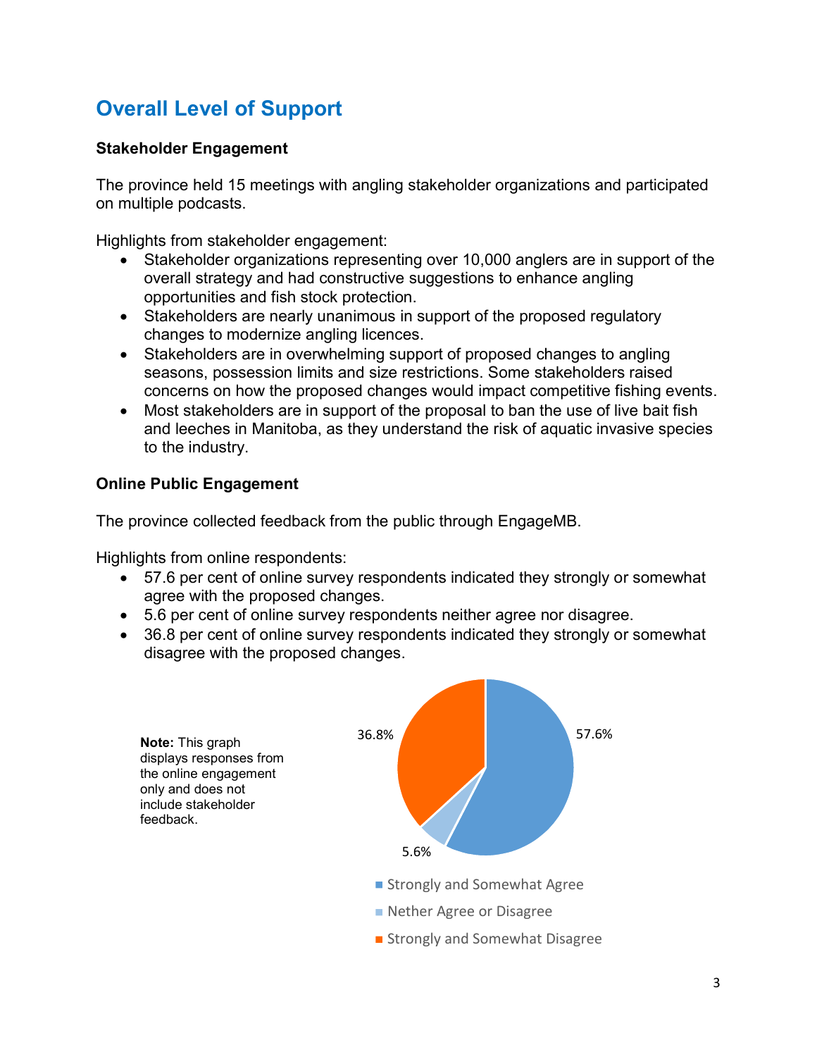## Overall Level of Support

### Stakeholder Engagement

The province held 15 meetings with angling stakeholder organizations and participated on multiple podcasts.

Highlights from stakeholder engagement:

- Stakeholder organizations representing over 10,000 anglers are in support of the overall strategy and had constructive suggestions to enhance angling opportunities and fish stock protection.
- Stakeholders are nearly unanimous in support of the proposed regulatory changes to modernize angling licences.
- Stakeholders are in overwhelming support of proposed changes to angling seasons, possession limits and size restrictions. Some stakeholders raised concerns on how the proposed changes would impact competitive fishing events.
- Most stakeholders are in support of the proposal to ban the use of live bait fish and leeches in Manitoba, as they understand the risk of aquatic invasive species to the industry.

### Online Public Engagement

The province collected feedback from the public through EngageMB.

Highlights from online respondents:

- 57.6 per cent of online survey respondents indicated they strongly or somewhat agree with the proposed changes.
- 5.6 per cent of online survey respondents neither agree nor disagree.
- 36.8 per cent of online survey respondents indicated they strongly or somewhat disagree with the proposed changes.

**Note:** This graph displays responses from the online engagement only and does not include stakeholder feedback.

| Response | Percentage |
| --- | --- |
| Strongly and Somewhat Agree | 57.6% |
| Nether Agree or Disagree | 5.6% |
| Strongly and Somewhat Disagree | 36.8% |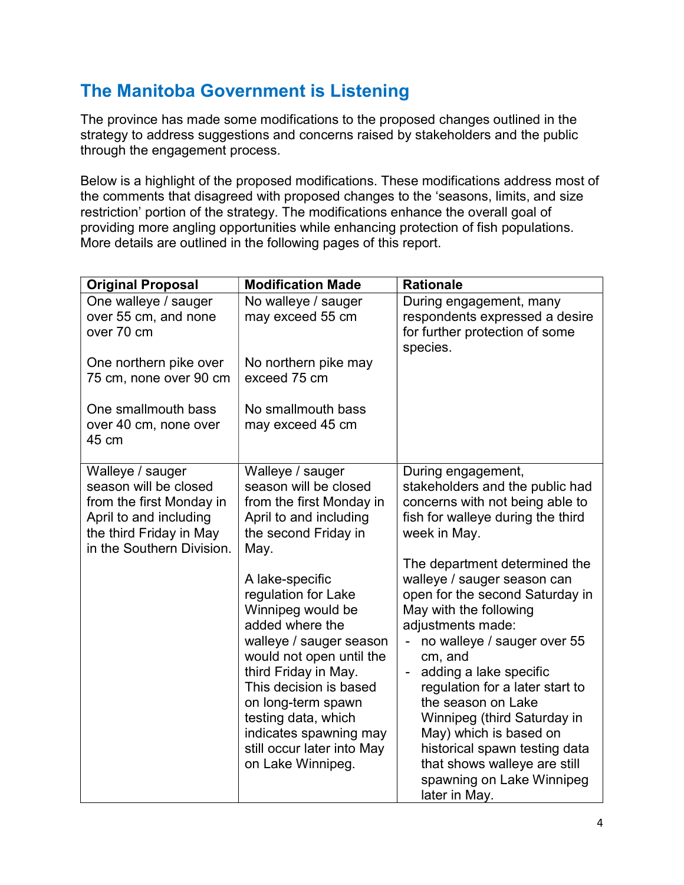## The Manitoba Government is Listening

The province has made some modifications to the proposed changes outlined in the strategy to address suggestions and concerns raised by stakeholders and the public through the engagement process.

Below is a highlight of the proposed modifications. These modifications address most of the comments that disagreed with proposed changes to the 'seasons, limits, and size restriction' portion of the strategy. The modifications enhance the overall goal of providing more angling opportunities while enhancing protection of fish populations. More details are outlined in the following pages of this report.

| Original Proposal | Modification Made | Rationale |
| --- | --- | --- |
| One walleye / sauger over 55 cm, and none over 70 cm<br><br>One northern pike over 75 cm, none over 90 cm<br><br>One smallmouth bass over 40 cm, none over 45 cm | No walleye / sauger may exceed 55 cm<br><br>No northern pike may exceed 75 cm<br><br>No smallmouth bass may exceed 45 cm | During engagement, many respondents expressed a desire for further protection of some species. |
| Walleye / sauger season will be closed from the first Monday in April to and including the third Friday in May in the Southern Division. | Walleye / sauger season will be closed from the first Monday in April to and including the second Friday in May.<br><br>A lake-specific regulation for Lake Winnipeg would be added where the walleye / sauger season would not open until the third Friday in May. This decision is based on long-term spawn testing data, which indicates spawning may still occur later into May on Lake Winnipeg. | During engagement, stakeholders and the public had concerns with not being able to fish for walleye during the third week in May.<br><br>The department determined the walleye / sauger season can open for the second Saturday in May with the following adjustments made:<br>- no walleye / sauger over 55 cm, and<br>- adding a lake specific regulation for a later start to the season on Lake Winnipeg (third Saturday in May) which is based on historical spawn testing data that shows walleye are still spawning on Lake Winnipeg later in May. |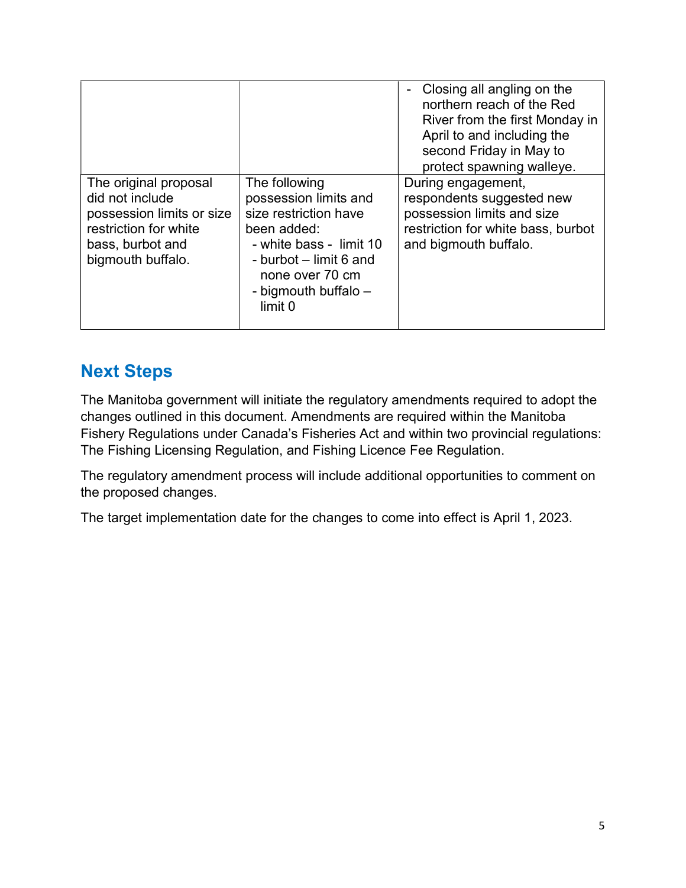| | | |
|---|---|---|
| | | - Closing all angling on the northern reach of the Red River from the first Monday in April to and including the second Friday in May to protect spawning walleye. |
| The original proposal did not include possession limits or size restriction for white bass, burbot and bigmouth buffalo. | The following possession limits and size restriction have been added:<br>- white bass - limit 10<br>- burbot – limit 6 and none over 70 cm<br>- bigmouth buffalo – limit 0 | During engagement, respondents suggested new possession limits and size restriction for white bass, burbot and bigmouth buffalo. |

## Next Steps

The Manitoba government will initiate the regulatory amendments required to adopt the changes outlined in this document. Amendments are required within the Manitoba Fishery Regulations under Canada's Fisheries Act and within two provincial regulations: The Fishing Licensing Regulation, and Fishing Licence Fee Regulation.

The regulatory amendment process will include additional opportunities to comment on the proposed changes.

The target implementation date for the changes to come into effect is April 1, 2023.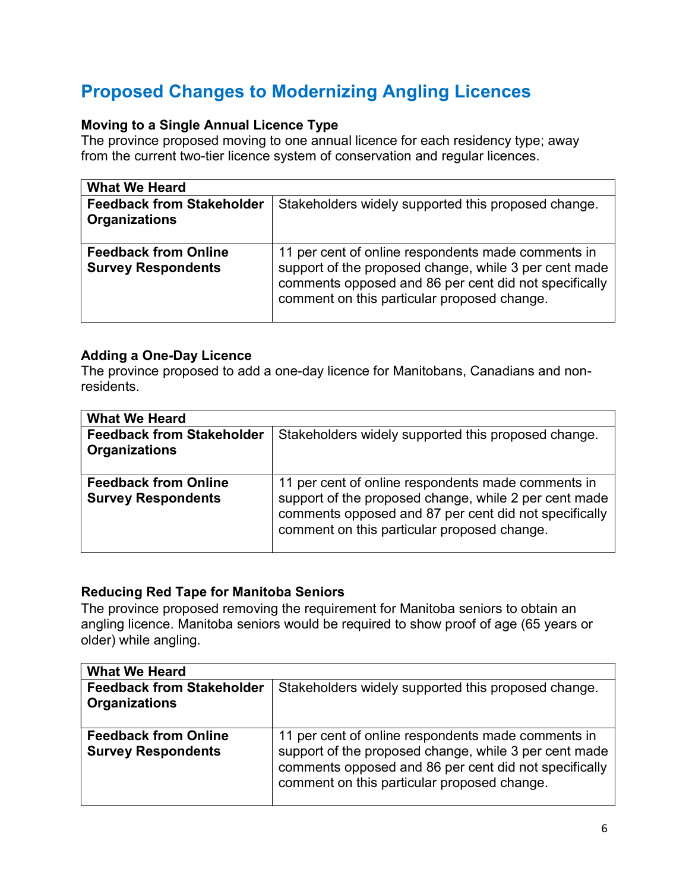# Proposed Changes to Modernizing Angling Licences

### Moving to a Single Annual Licence Type

The province proposed moving to one annual licence for each residency type; away from the current two-tier licence system of conservation and regular licences.

| What We Heard | |
|---|---|
| **Feedback from Stakeholder Organizations** | Stakeholders widely supported this proposed change. |
| **Feedback from Online Survey Respondents** | 11 per cent of online respondents made comments in support of the proposed change, while 3 per cent made comments opposed and 86 per cent did not specifically comment on this particular proposed change. |

### Adding a One-Day Licence

The province proposed to add a one-day licence for Manitobans, Canadians and non-residents.

| What We Heard | |
|---|---|
| **Feedback from Stakeholder Organizations** | Stakeholders widely supported this proposed change. |
| **Feedback from Online Survey Respondents** | 11 per cent of online respondents made comments in support of the proposed change, while 2 per cent made comments opposed and 87 per cent did not specifically comment on this particular proposed change. |

### Reducing Red Tape for Manitoba Seniors

The province proposed removing the requirement for Manitoba seniors to obtain an angling licence. Manitoba seniors would be required to show proof of age (65 years or older) while angling.

| What We Heard | |
|---|---|
| **Feedback from Stakeholder Organizations** | Stakeholders widely supported this proposed change. |
| **Feedback from Online Survey Respondents** | 11 per cent of online respondents made comments in support of the proposed change, while 3 per cent made comments opposed and 86 per cent did not specifically comment on this particular proposed change. |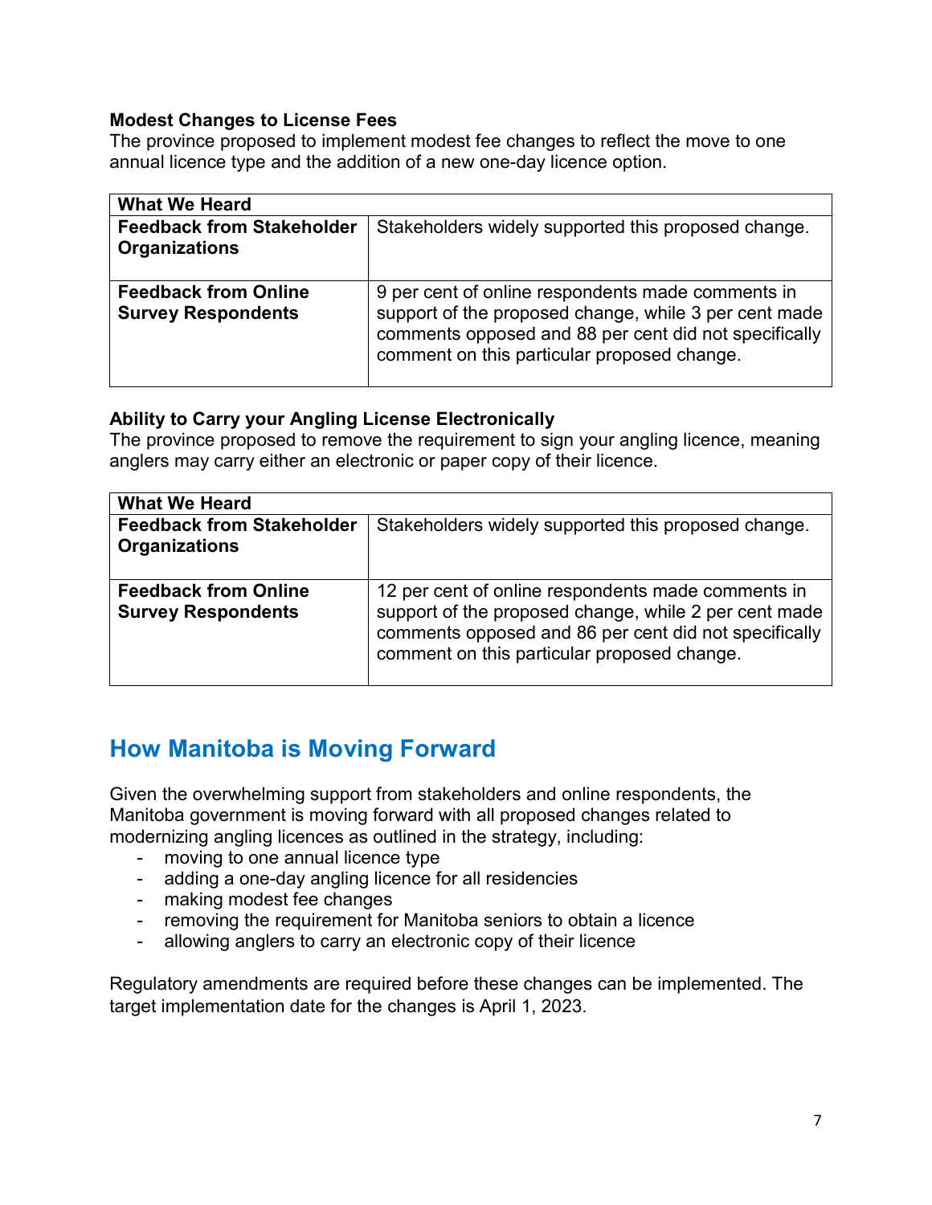**Modest Changes to License Fees**

The province proposed to implement modest fee changes to reflect the move to one annual licence type and the addition of a new one-day licence option.

| What We Heard | |
|---|---|
| **Feedback from Stakeholder Organizations** | Stakeholders widely supported this proposed change. |
| **Feedback from Online Survey Respondents** | 9 per cent of online respondents made comments in support of the proposed change, while 3 per cent made comments opposed and 88 per cent did not specifically comment on this particular proposed change. |

**Ability to Carry your Angling License Electronically**

The province proposed to remove the requirement to sign your angling licence, meaning anglers may carry either an electronic or paper copy of their licence.

| What We Heard | |
|---|---|
| **Feedback from Stakeholder Organizations** | Stakeholders widely supported this proposed change. |
| **Feedback from Online Survey Respondents** | 12 per cent of online respondents made comments in support of the proposed change, while 2 per cent made comments opposed and 86 per cent did not specifically comment on this particular proposed change. |

## How Manitoba is Moving Forward

Given the overwhelming support from stakeholders and online respondents, the Manitoba government is moving forward with all proposed changes related to modernizing angling licences as outlined in the strategy, including:

- moving to one annual licence type
- adding a one-day angling licence for all residencies
- making modest fee changes
- removing the requirement for Manitoba seniors to obtain a licence
- allowing anglers to carry an electronic copy of their licence

Regulatory amendments are required before these changes can be implemented. The target implementation date for the changes is April 1, 2023.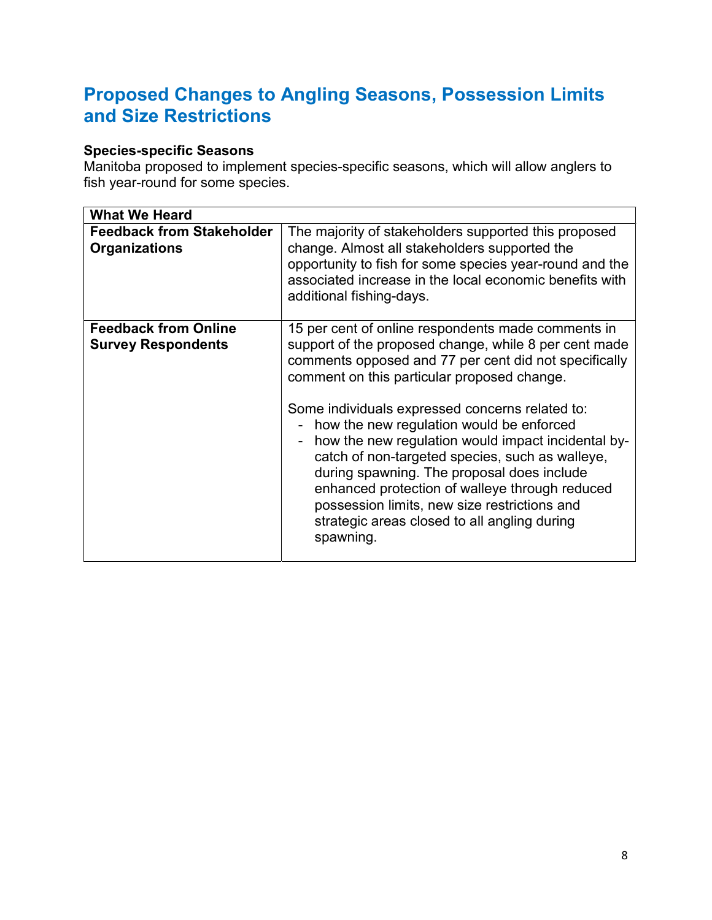## Proposed Changes to Angling Seasons, Possession Limits and Size Restrictions

**Species-specific Seasons**

Manitoba proposed to implement species-specific seasons, which will allow anglers to fish year-round for some species.

| **What We Heard** | |
|---|---|
| **Feedback from Stakeholder Organizations** | The majority of stakeholders supported this proposed change. Almost all stakeholders supported the opportunity to fish for some species year-round and the associated increase in the local economic benefits with additional fishing-days. |
| **Feedback from Online Survey Respondents** | 15 per cent of online respondents made comments in support of the proposed change, while 8 per cent made comments opposed and 77 per cent did not specifically comment on this particular proposed change.<br><br>Some individuals expressed concerns related to:<br>- how the new regulation would be enforced<br>- how the new regulation would impact incidental by-catch of non-targeted species, such as walleye, during spawning. The proposal does include enhanced protection of walleye through reduced possession limits, new size restrictions and strategic areas closed to all angling during spawning. |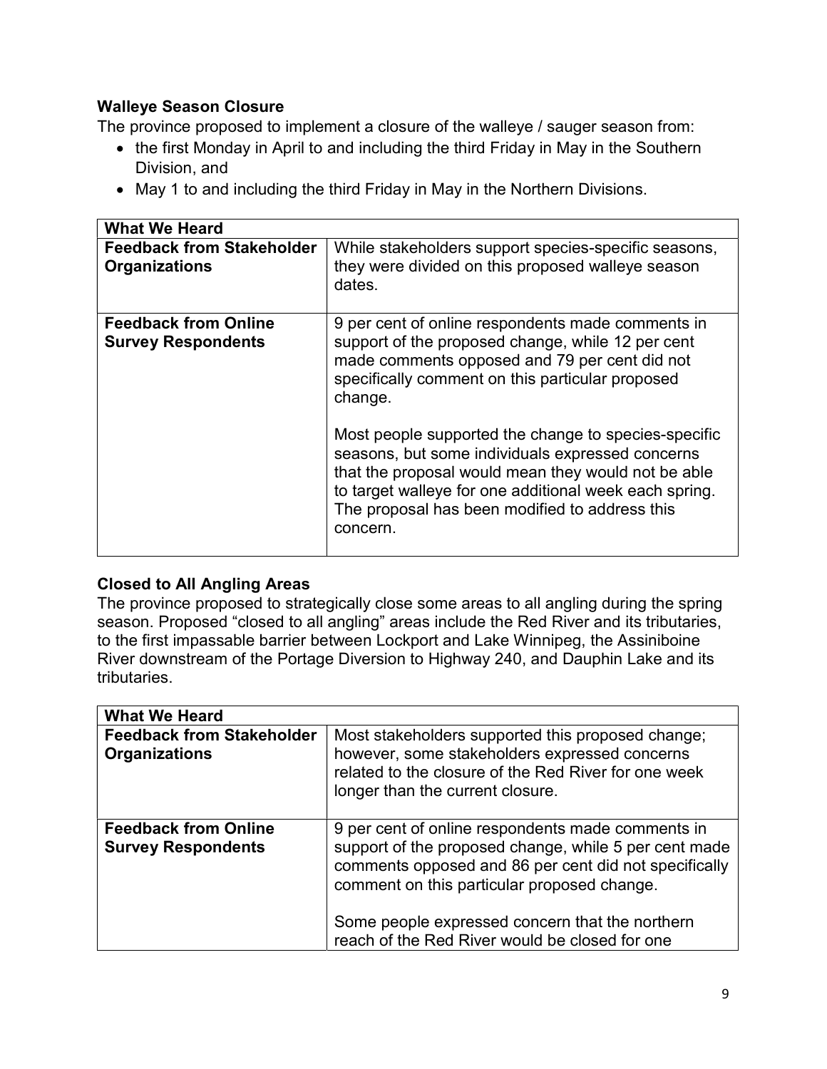**Walleye Season Closure**

The province proposed to implement a closure of the walleye / sauger season from:

- the first Monday in April to and including the third Friday in May in the Southern Division, and
- May 1 to and including the third Friday in May in the Northern Divisions.

| What We Heard | |
|---|---|
| **Feedback from Stakeholder Organizations** | While stakeholders support species-specific seasons, they were divided on this proposed walleye season dates. |
| **Feedback from Online Survey Respondents** | 9 per cent of online respondents made comments in support of the proposed change, while 12 per cent made comments opposed and 79 per cent did not specifically comment on this particular proposed change.<br><br>Most people supported the change to species-specific seasons, but some individuals expressed concerns that the proposal would mean they would not be able to target walleye for one additional week each spring. The proposal has been modified to address this concern. |

**Closed to All Angling Areas**

The province proposed to strategically close some areas to all angling during the spring season. Proposed "closed to all angling" areas include the Red River and its tributaries, to the first impassable barrier between Lockport and Lake Winnipeg, the Assiniboine River downstream of the Portage Diversion to Highway 240, and Dauphin Lake and its tributaries.

| What We Heard | |
|---|---|
| **Feedback from Stakeholder Organizations** | Most stakeholders supported this proposed change; however, some stakeholders expressed concerns related to the closure of the Red River for one week longer than the current closure. |
| **Feedback from Online Survey Respondents** | 9 per cent of online respondents made comments in support of the proposed change, while 5 per cent made comments opposed and 86 per cent did not specifically comment on this particular proposed change.<br><br>Some people expressed concern that the northern reach of the Red River would be closed for one |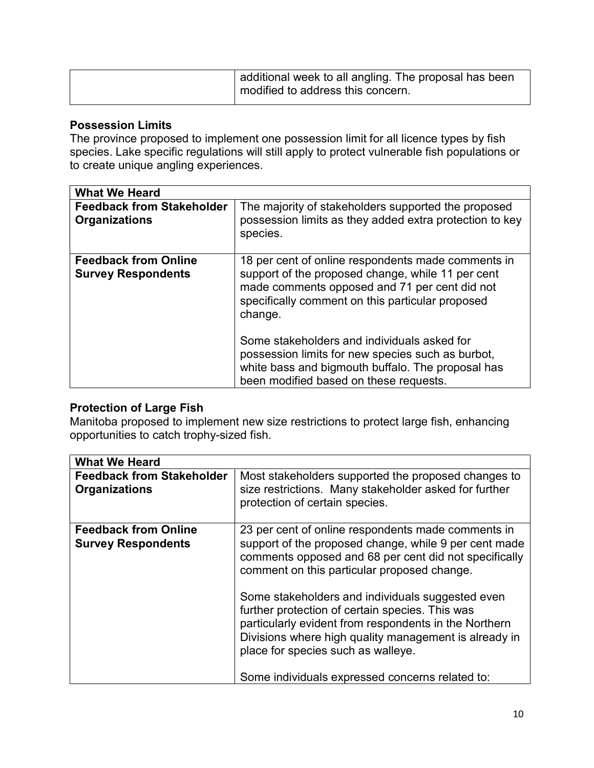| | |
|---|---|
| | additional week to all angling. The proposal has been modified to address this concern. |

**Possession Limits**

The province proposed to implement one possession limit for all licence types by fish species. Lake specific regulations will still apply to protect vulnerable fish populations or to create unique angling experiences.

| What We Heard | |
|---|---|
| **Feedback from Stakeholder Organizations** | The majority of stakeholders supported the proposed possession limits as they added extra protection to key species. |
| **Feedback from Online Survey Respondents** | 18 per cent of online respondents made comments in support of the proposed change, while 11 per cent made comments opposed and 71 per cent did not specifically comment on this particular proposed change.<br><br>Some stakeholders and individuals asked for possession limits for new species such as burbot, white bass and bigmouth buffalo. The proposal has been modified based on these requests. |

**Protection of Large Fish**

Manitoba proposed to implement new size restrictions to protect large fish, enhancing opportunities to catch trophy-sized fish.

| What We Heard | |
|---|---|
| **Feedback from Stakeholder Organizations** | Most stakeholders supported the proposed changes to size restrictions. Many stakeholder asked for further protection of certain species. |
| **Feedback from Online Survey Respondents** | 23 per cent of online respondents made comments in support of the proposed change, while 9 per cent made comments opposed and 68 per cent did not specifically comment on this particular proposed change.<br><br>Some stakeholders and individuals suggested even further protection of certain species. This was particularly evident from respondents in the Northern Divisions where high quality management is already in place for species such as walleye.<br><br>Some individuals expressed concerns related to: |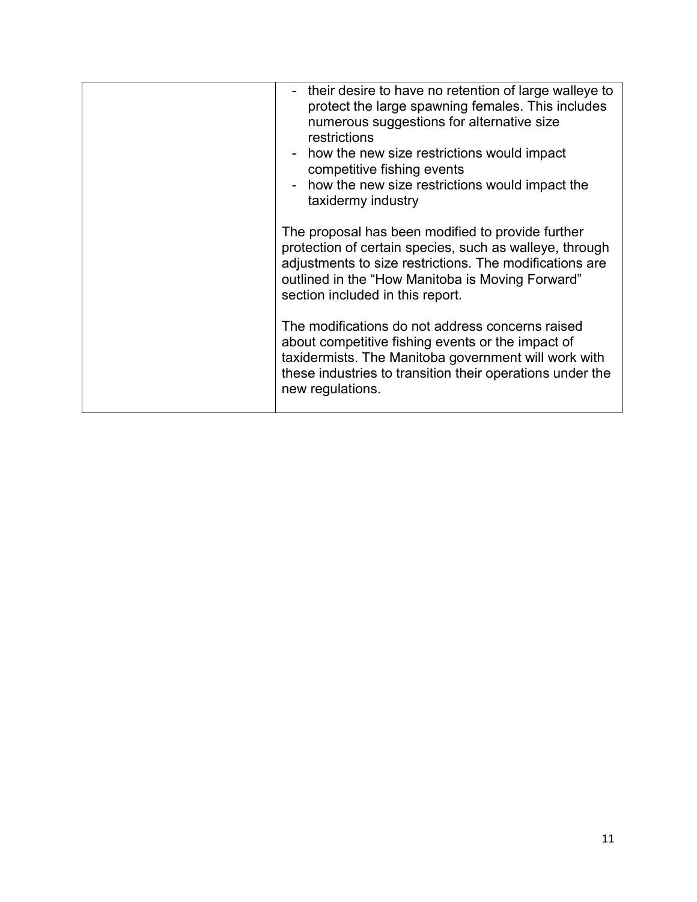| | |
|---|---|
| | - their desire to have no retention of large walleye to protect the large spawning females. This includes numerous suggestions for alternative size restrictions<br>- how the new size restrictions would impact competitive fishing events<br>- how the new size restrictions would impact the taxidermy industry<br><br>The proposal has been modified to provide further protection of certain species, such as walleye, through adjustments to size restrictions. The modifications are outlined in the "How Manitoba is Moving Forward" section included in this report.<br><br>The modifications do not address concerns raised about competitive fishing events or the impact of taxidermists. The Manitoba government will work with these industries to transition their operations under the new regulations. |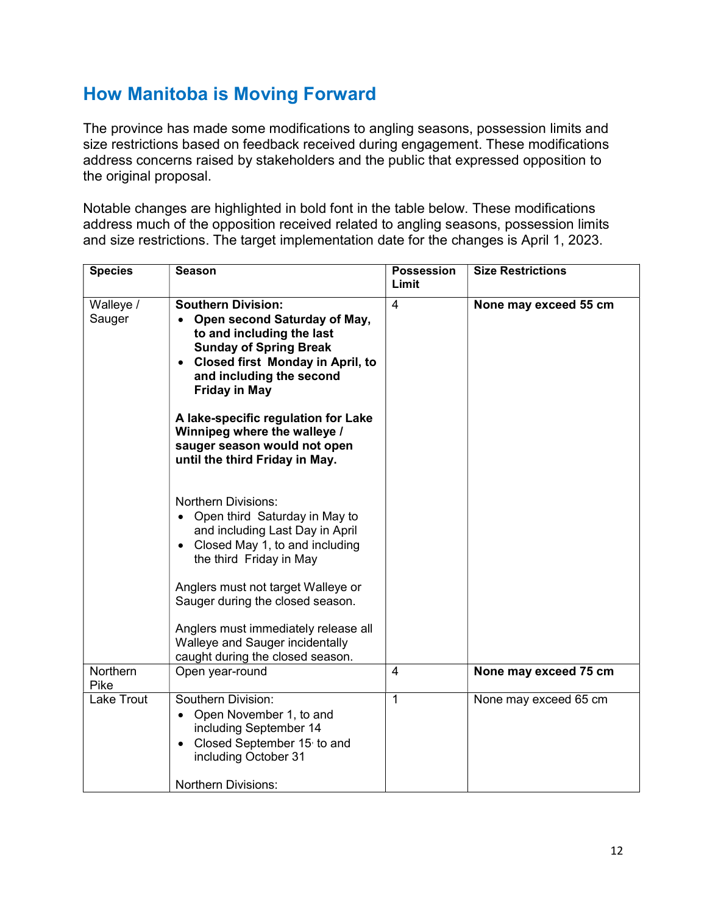## How Manitoba is Moving Forward

The province has made some modifications to angling seasons, possession limits and size restrictions based on feedback received during engagement. These modifications address concerns raised by stakeholders and the public that expressed opposition to the original proposal.

Notable changes are highlighted in bold font in the table below. These modifications address much of the opposition received related to angling seasons, possession limits and size restrictions. The target implementation date for the changes is April 1, 2023.

| Species | Season | Possession Limit | Size Restrictions |
|---|---|---|---|
| Walleye / Sauger | **Southern Division:**<br>• **Open second Saturday of May, to and including the last Sunday of Spring Break**<br>• **Closed first Monday in April, to and including the second Friday in May**<br><br>**A lake-specific regulation for Lake Winnipeg where the walleye / sauger season would not open until the third Friday in May.**<br><br>Northern Divisions:<br>• Open third Saturday in May to and including Last Day in April<br>• Closed May 1, to and including the third Friday in May<br><br>Anglers must not target Walleye or Sauger during the closed season.<br><br>Anglers must immediately release all Walleye and Sauger incidentally caught during the closed season. | 4 | **None may exceed 55 cm** |
| Northern Pike | Open year-round | 4 | **None may exceed 75 cm** |
| Lake Trout | Southern Division:<br>• Open November 1, to and including September 14<br>• Closed September 15, to and including October 31<br><br>Northern Divisions: | 1 | None may exceed 65 cm |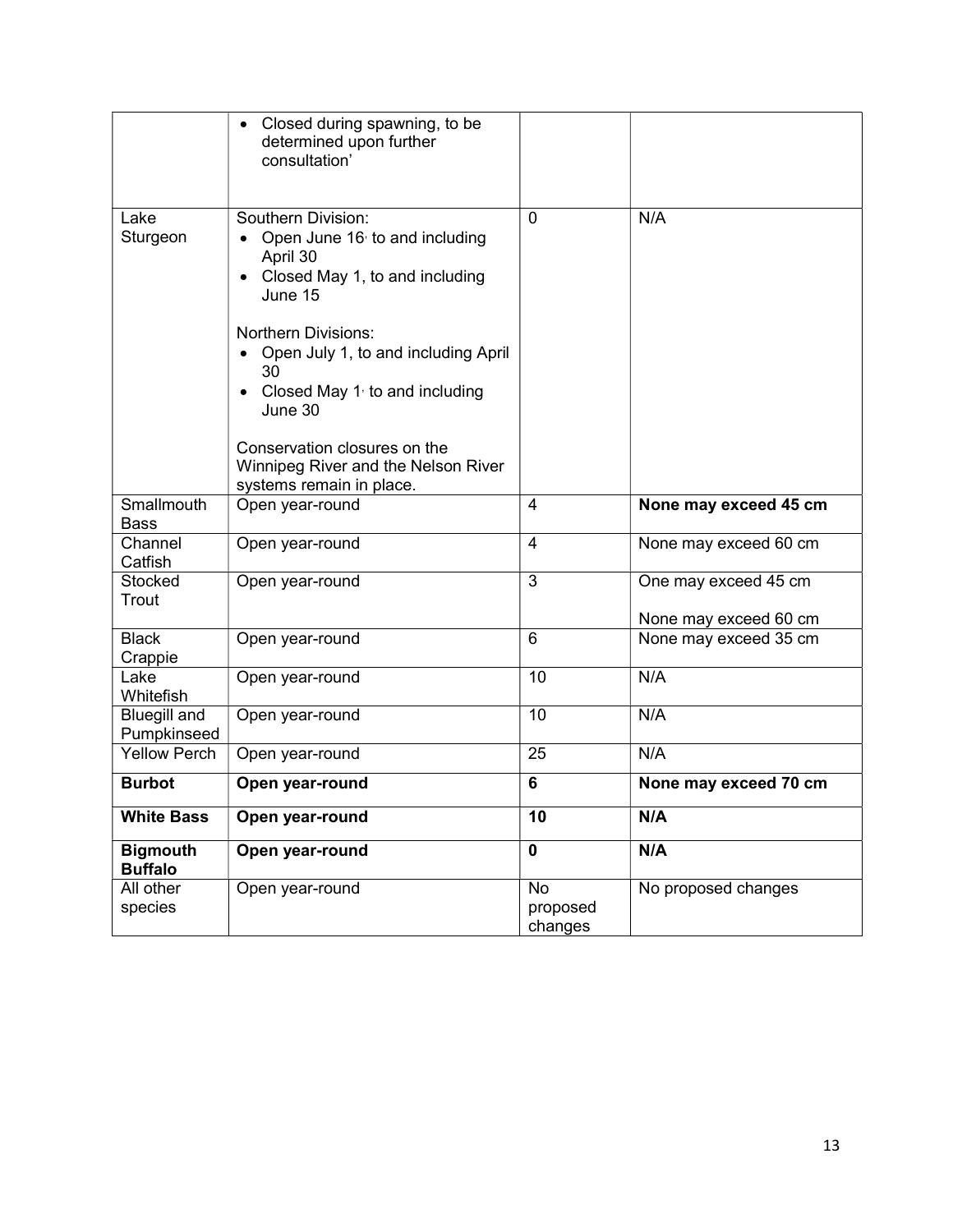|  |  |  |  |
| --- | --- | --- | --- |
|  | • Closed during spawning, to be determined upon further consultation' |  |  |
| Lake Sturgeon | Southern Division:<br>• Open June 16, to and including April 30<br>• Closed May 1, to and including June 15<br><br>Northern Divisions:<br>• Open July 1, to and including April 30<br>• Closed May 1, to and including June 30<br><br>Conservation closures on the Winnipeg River and the Nelson River systems remain in place. | 0 | N/A |
| Smallmouth Bass | Open year-round | 4 | **None may exceed 45 cm** |
| Channel Catfish | Open year-round | 4 | None may exceed 60 cm |
| Stocked Trout | Open year-round | 3 | One may exceed 45 cm<br><br>None may exceed 60 cm |
| Black Crappie | Open year-round | 6 | None may exceed 35 cm |
| Lake Whitefish | Open year-round | 10 | N/A |
| Bluegill and Pumpkinseed | Open year-round | 10 | N/A |
| Yellow Perch | Open year-round | 25 | N/A |
| **Burbot** | **Open year-round** | **6** | **None may exceed 70 cm** |
| **White Bass** | **Open year-round** | **10** | **N/A** |
| **Bigmouth Buffalo** | **Open year-round** | **0** | **N/A** |
| All other species | Open year-round | No proposed changes | No proposed changes |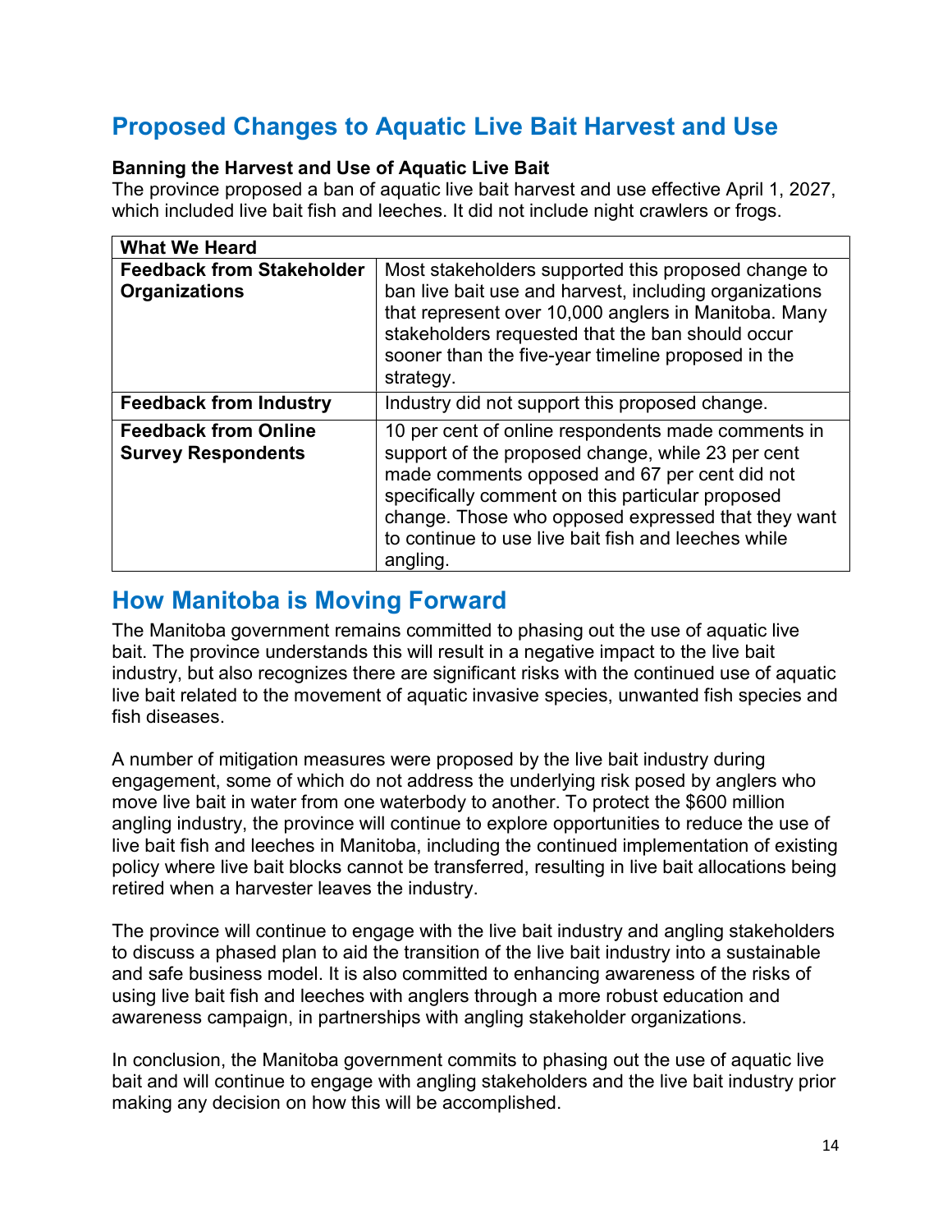## Proposed Changes to Aquatic Live Bait Harvest and Use

**Banning the Harvest and Use of Aquatic Live Bait**

The province proposed a ban of aquatic live bait harvest and use effective April 1, 2027, which included live bait fish and leeches. It did not include night crawlers or frogs.

| What We Heard | |
|---|---|
| **Feedback from Stakeholder Organizations** | Most stakeholders supported this proposed change to ban live bait use and harvest, including organizations that represent over 10,000 anglers in Manitoba. Many stakeholders requested that the ban should occur sooner than the five-year timeline proposed in the strategy. |
| **Feedback from Industry** | Industry did not support this proposed change. |
| **Feedback from Online Survey Respondents** | 10 per cent of online respondents made comments in support of the proposed change, while 23 per cent made comments opposed and 67 per cent did not specifically comment on this particular proposed change. Those who opposed expressed that they want to continue to use live bait fish and leeches while angling. |

## How Manitoba is Moving Forward

The Manitoba government remains committed to phasing out the use of aquatic live bait. The province understands this will result in a negative impact to the live bait industry, but also recognizes there are significant risks with the continued use of aquatic live bait related to the movement of aquatic invasive species, unwanted fish species and fish diseases.

A number of mitigation measures were proposed by the live bait industry during engagement, some of which do not address the underlying risk posed by anglers who move live bait in water from one waterbody to another. To protect the $600 million angling industry, the province will continue to explore opportunities to reduce the use of live bait fish and leeches in Manitoba, including the continued implementation of existing policy where live bait blocks cannot be transferred, resulting in live bait allocations being retired when a harvester leaves the industry.

The province will continue to engage with the live bait industry and angling stakeholders to discuss a phased plan to aid the transition of the live bait industry into a sustainable and safe business model. It is also committed to enhancing awareness of the risks of using live bait fish and leeches with anglers through a more robust education and awareness campaign, in partnerships with angling stakeholder organizations.

In conclusion, the Manitoba government commits to phasing out the use of aquatic live bait and will continue to engage with angling stakeholders and the live bait industry prior making any decision on how this will be accomplished.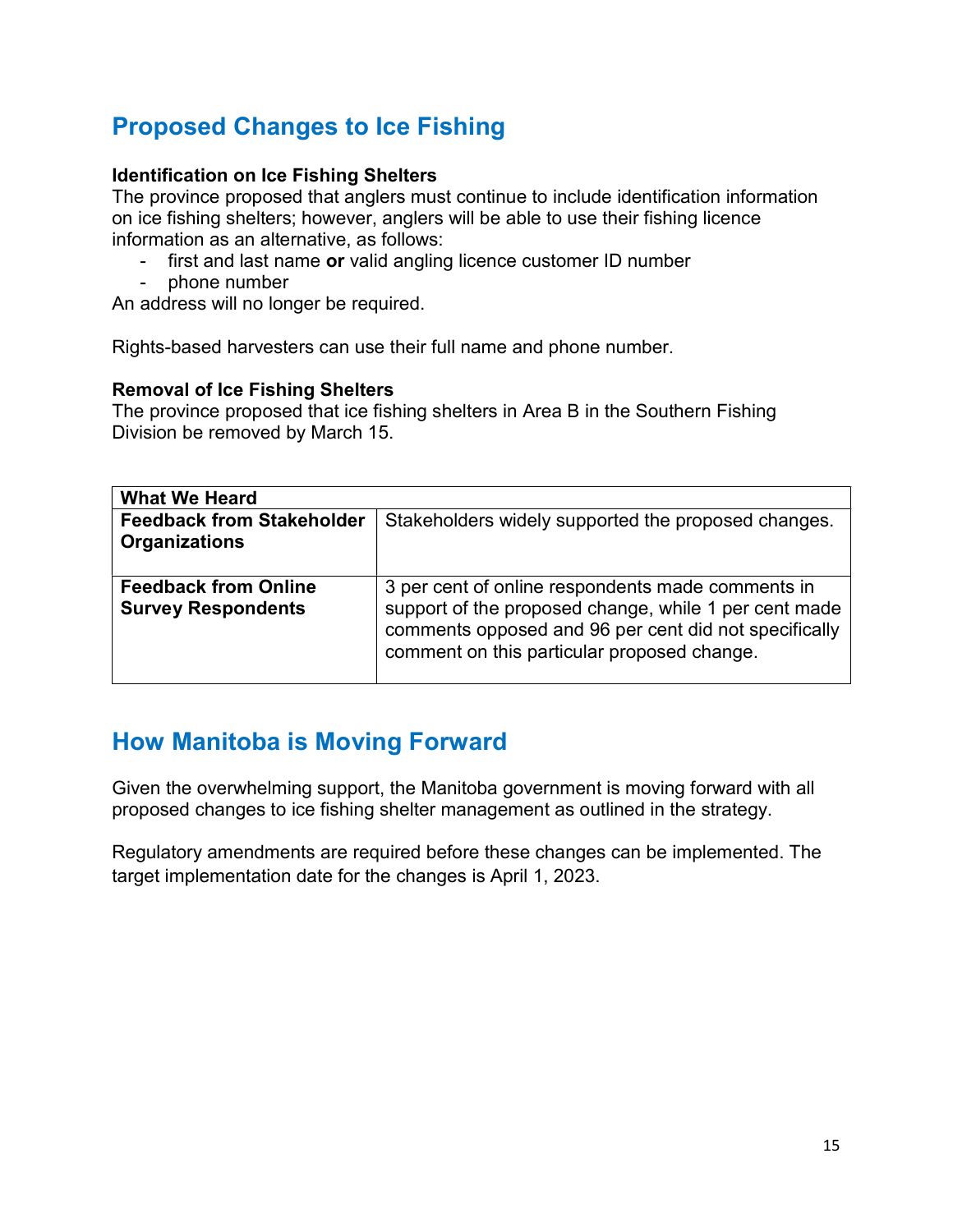## Proposed Changes to Ice Fishing

**Identification on Ice Fishing Shelters**

The province proposed that anglers must continue to include identification information on ice fishing shelters; however, anglers will be able to use their fishing licence information as an alternative, as follows:

- first and last name **or** valid angling licence customer ID number
- phone number

An address will no longer be required.

Rights-based harvesters can use their full name and phone number.

**Removal of Ice Fishing Shelters**

The province proposed that ice fishing shelters in Area B in the Southern Fishing Division be removed by March 15.

| **What We Heard** | |
|---|---|
| **Feedback from Stakeholder Organizations** | Stakeholders widely supported the proposed changes. |
| **Feedback from Online Survey Respondents** | 3 per cent of online respondents made comments in support of the proposed change, while 1 per cent made comments opposed and 96 per cent did not specifically comment on this particular proposed change. |

## How Manitoba is Moving Forward

Given the overwhelming support, the Manitoba government is moving forward with all proposed changes to ice fishing shelter management as outlined in the strategy.

Regulatory amendments are required before these changes can be implemented. The target implementation date for the changes is April 1, 2023.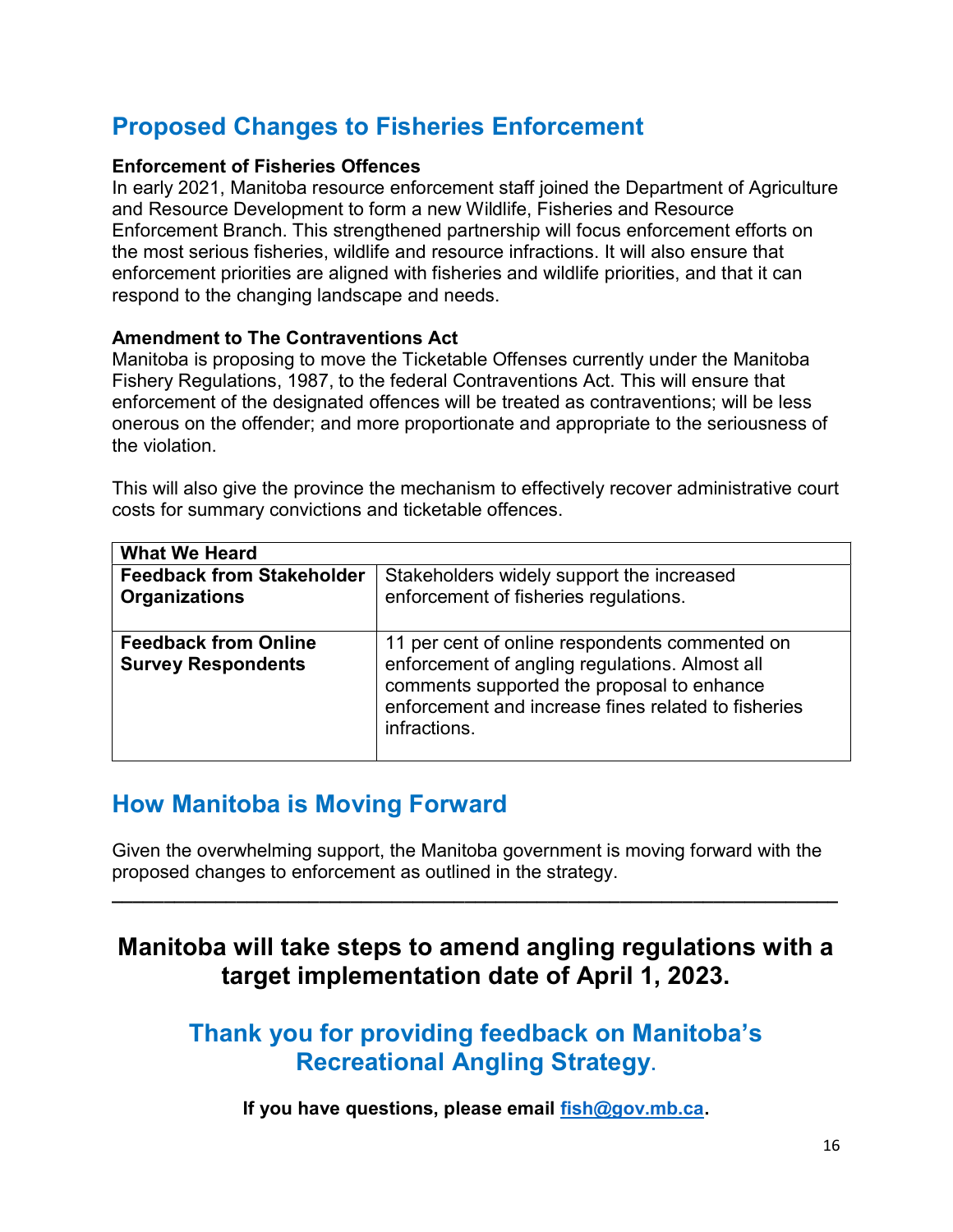## Proposed Changes to Fisheries Enforcement

**Enforcement of Fisheries Offences**
In early 2021, Manitoba resource enforcement staff joined the Department of Agriculture and Resource Development to form a new Wildlife, Fisheries and Resource Enforcement Branch. This strengthened partnership will focus enforcement efforts on the most serious fisheries, wildlife and resource infractions. It will also ensure that enforcement priorities are aligned with fisheries and wildlife priorities, and that it can respond to the changing landscape and needs.

**Amendment to The Contraventions Act**
Manitoba is proposing to move the Ticketable Offenses currently under the Manitoba Fishery Regulations, 1987, to the federal Contraventions Act. This will ensure that enforcement of the designated offences will be treated as contraventions; will be less onerous on the offender; and more proportionate and appropriate to the seriousness of the violation.

This will also give the province the mechanism to effectively recover administrative court costs for summary convictions and ticketable offences.

| What We Heard | |
|---|---|
| **Feedback from Stakeholder Organizations** | Stakeholders widely support the increased enforcement of fisheries regulations. |
| **Feedback from Online Survey Respondents** | 11 per cent of online respondents commented on enforcement of angling regulations. Almost all comments supported the proposal to enhance enforcement and increase fines related to fisheries infractions. |

## How Manitoba is Moving Forward

Given the overwhelming support, the Manitoba government is moving forward with the proposed changes to enforcement as outlined in the strategy.

---

**Manitoba will take steps to amend angling regulations with a target implementation date of April 1, 2023.**

**Thank you for providing feedback on Manitoba's Recreational Angling Strategy.**

**If you have questions, please email [fish@gov.mb.ca](mailto:fish@gov.mb.ca).**